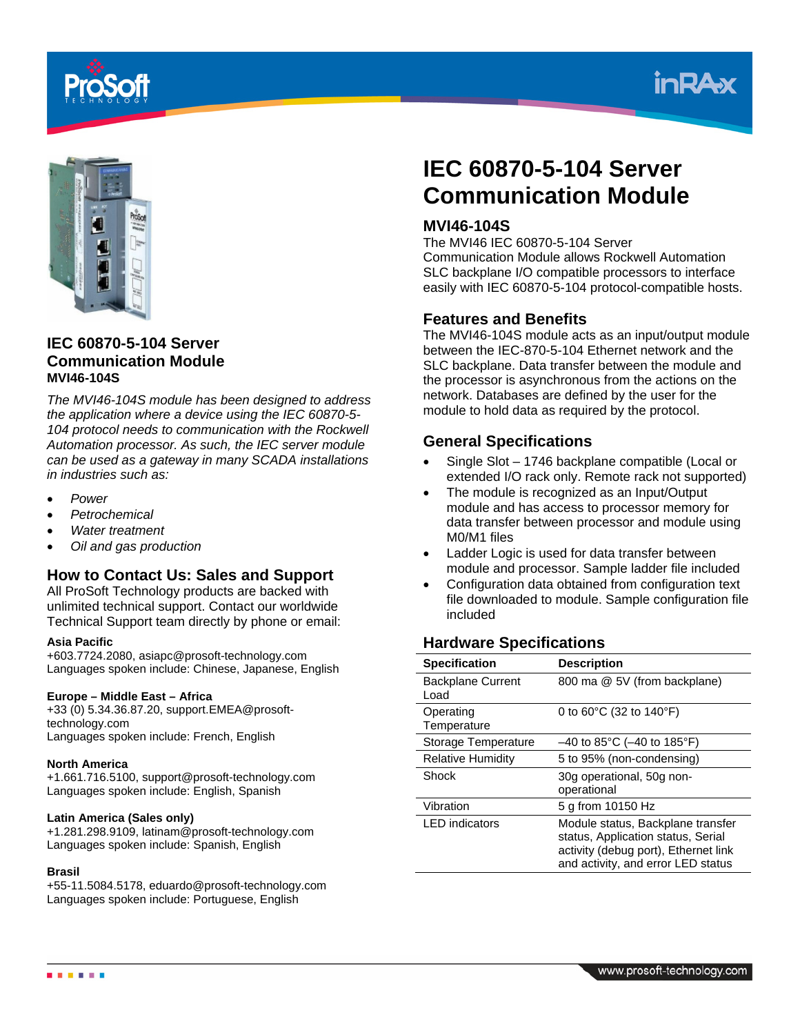# IEC 60870-5-104 Server Communication Module

## MVI46-104S

The MVI46 IEC 60870-5-104 Server Communication Module allows Rockwell Automation SLC backplane I/O compatible processors to interface easily with IEC 60870-5-104 protocol-compatible hosts.

## Features and Benefits

The MVI46-104S module acts as an input/output module between the IEC-870-5-104 Ethernet network and the SLC backplane. Data transfer between the module and the processor is asynchronous from the actions on the network. Databases are defined by the user for the module to hold data as required by the protocol.

## General Specifications

- Single Slot – 1746 backplane compatible (Local or extended I/O rack only. Remote rack not supported)
- The module is recognized as an Input/Output module and has access to processor memory for data transfer between processor and module using M0/M1 files
- Ladder Logic is used for data transfer between module and processor. Sample ladder file included
- Configuration data obtained from configuration text file downloaded to module. Sample configuration file included

## Hardware Specifications

| Specification | Description |
|---|---|
| Backplane Current Load | 800 ma @ 5V (from backplane) |
| Operating Temperature | 0 to 60°C (32 to 140°F) |
| Storage Temperature | –40 to 85°C (–40 to 185°F) |
| Relative Humidity | 5 to 95% (non-condensing) |
| Shock | 30g operational, 50g non-operational |
| Vibration | 5 g from 10150 Hz |
| LED indicators | Module status, Backplane transfer status, Application status, Serial activity (debug port), Ethernet link and activity, and error LED status |

## IEC 60870-5-104 Server Communication Module

**MVI46-104S**

*The MVI46-104S module has been designed to address the application where a device using the IEC 60870-5-104 protocol needs to communication with the Rockwell Automation processor. As such, the IEC server module can be used as a gateway in many SCADA installations in industries such as:*

- *Power*
- *Petrochemical*
- *Water treatment*
- *Oil and gas production*

## How to Contact Us: Sales and Support

All ProSoft Technology products are backed with unlimited technical support. Contact our worldwide Technical Support team directly by phone or email:

**Asia Pacific**
+603.7724.2080, asiapc@prosoft-technology.com
Languages spoken include: Chinese, Japanese, English

**Europe – Middle East – Africa**
+33 (0) 5.34.36.87.20, support.EMEA@prosoft-technology.com
Languages spoken include: French, English

**North America**
+1.661.716.5100, support@prosoft-technology.com
Languages spoken include: English, Spanish

**Latin America (Sales only)**
+1.281.298.9109, latinam@prosoft-technology.com
Languages spoken include: Spanish, English

**Brasil**
+55-11.5084.5178, eduardo@prosoft-technology.com
Languages spoken include: Portuguese, English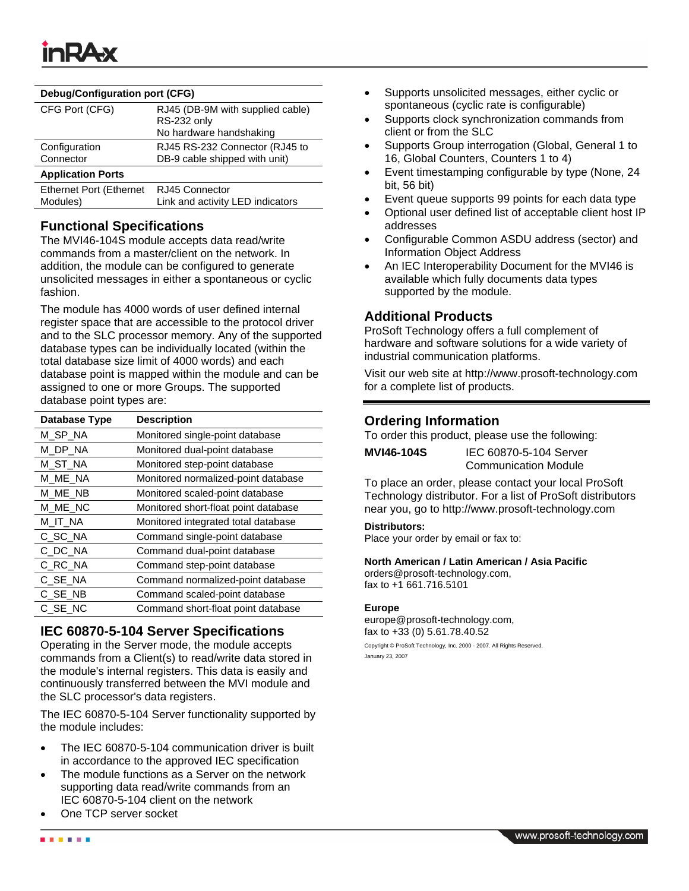| Debug/Configuration port (CFG) | |
|---|---|
| CFG Port (CFG) | RJ45 (DB-9M with supplied cable) RS-232 only No hardware handshaking |
| Configuration Connector | RJ45 RS-232 Connector (RJ45 to DB-9 cable shipped with unit) |
| **Application Ports** | |
| Ethernet Port (Ethernet Modules) | RJ45 Connector Link and activity LED indicators |

## Functional Specifications

The MVI46-104S module accepts data read/write commands from a master/client on the network. In addition, the module can be configured to generate unsolicited messages in either a spontaneous or cyclic fashion.

The module has 4000 words of user defined internal register space that are accessible to the protocol driver and to the SLC processor memory. Any of the supported database types can be individually located (within the total database size limit of 4000 words) and each database point is mapped within the module and can be assigned to one or more Groups. The supported database point types are:

| Database Type | Description |
|---|---|
| M_SP_NA | Monitored single-point database |
| M_DP_NA | Monitored dual-point database |
| M_ST_NA | Monitored step-point database |
| M_ME_NA | Monitored normalized-point database |
| M_ME_NB | Monitored scaled-point database |
| M_ME_NC | Monitored short-float point database |
| M_IT_NA | Monitored integrated total database |
| C_SC_NA | Command single-point database |
| C_DC_NA | Command dual-point database |
| C_RC_NA | Command step-point database |
| C_SE_NA | Command normalized-point database |
| C_SE_NB | Command scaled-point database |
| C_SE_NC | Command short-float point database |

## IEC 60870-5-104 Server Specifications

Operating in the Server mode, the module accepts commands from a Client(s) to read/write data stored in the module's internal registers. This data is easily and continuously transferred between the MVI module and the SLC processor's data registers.

The IEC 60870-5-104 Server functionality supported by the module includes:

- The IEC 60870-5-104 communication driver is built in accordance to the approved IEC specification
- The module functions as a Server on the network supporting data read/write commands from an IEC 60870-5-104 client on the network
- One TCP server socket
- Supports unsolicited messages, either cyclic or spontaneous (cyclic rate is configurable)
- Supports clock synchronization commands from client or from the SLC
- Supports Group interrogation (Global, General 1 to 16, Global Counters, Counters 1 to 4)
- Event timestamping configurable by type (None, 24 bit, 56 bit)
- Event queue supports 99 points for each data type
- Optional user defined list of acceptable client host IP addresses
- Configurable Common ASDU address (sector) and Information Object Address
- An IEC Interoperability Document for the MVI46 is available which fully documents data types supported by the module.

## Additional Products

ProSoft Technology offers a full complement of hardware and software solutions for a wide variety of industrial communication platforms.

Visit our web site at http://www.prosoft-technology.com for a complete list of products.

## Ordering Information

To order this product, please use the following:

**MVI46-104S** IEC 60870-5-104 Server Communication Module

To place an order, please contact your local ProSoft Technology distributor. For a list of ProSoft distributors near you, go to http://www.prosoft-technology.com

**Distributors:**
Place your order by email or fax to:

**North American / Latin American / Asia Pacific**
orders@prosoft-technology.com,
fax to +1 661.716.5101

**Europe**
europe@prosoft-technology.com,
fax to +33 (0) 5.61.78.40.52

Copyright © ProSoft Technology, Inc. 2000 - 2007. All Rights Reserved.
January 23, 2007